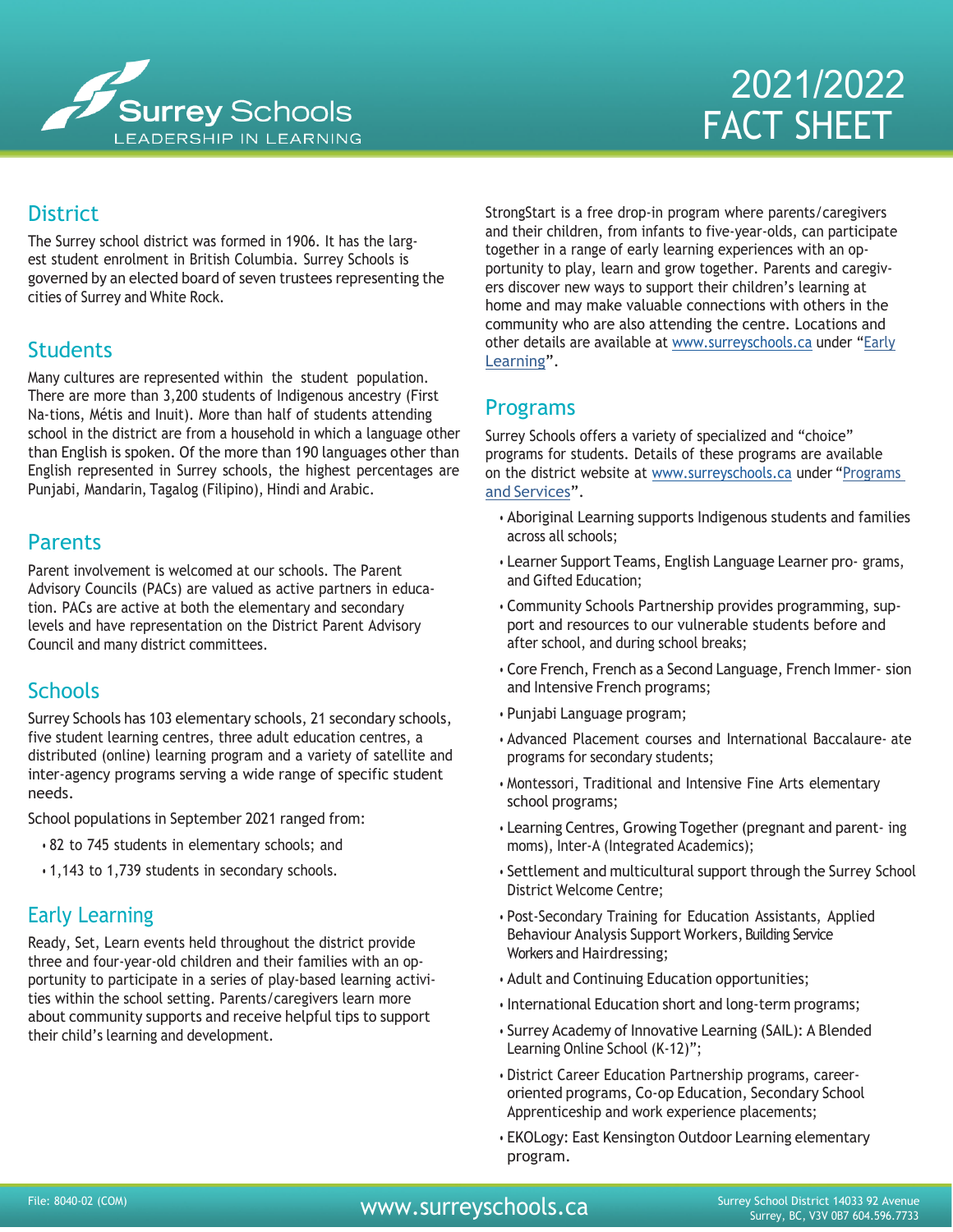Surrey Schools
LEADERSHIP IN LEARNING

# 2021/2022 FACT SHEET

## District

The Surrey school district was formed in 1906. It has the largest student enrolment in British Columbia. Surrey Schools is governed by an elected board of seven trustees representing the cities of Surrey and White Rock.

## Students

Many cultures are represented within the student population. There are more than 3,200 students of Indigenous ancestry (First Nations, Métis and Inuit). More than half of students attending school in the district are from a household in which a language other than English is spoken. Of the more than 190 languages other than English represented in Surrey schools, the highest percentages are Punjabi, Mandarin, Tagalog (Filipino), Hindi and Arabic.

## Parents

Parent involvement is welcomed at our schools. The Parent Advisory Councils (PACs) are valued as active partners in education. PACs are active at both the elementary and secondary levels and have representation on the District Parent Advisory Council and many district committees.

## Schools

Surrey Schools has 103 elementary schools, 21 secondary schools, five student learning centres, three adult education centres, a distributed (online) learning program and a variety of satellite and inter-agency programs serving a wide range of specific student needs.

School populations in September 2021 ranged from:

- 82 to 745 students in elementary schools; and
- 1,143 to 1,739 students in secondary schools.

## Early Learning

Ready, Set, Learn events held throughout the district provide three and four-year-old children and their families with an opportunity to participate in a series of play-based learning activities within the school setting. Parents/caregivers learn more about community supports and receive helpful tips to support their child's learning and development.

StrongStart is a free drop-in program where parents/caregivers and their children, from infants to five-year-olds, can participate together in a range of early learning experiences with an opportunity to play, learn and grow together. Parents and caregivers discover new ways to support their children's learning at home and may make valuable connections with others in the community who are also attending the centre. Locations and other details are available at www.surreyschools.ca under "Early Learning".

## Programs

Surrey Schools offers a variety of specialized and "choice" programs for students. Details of these programs are available on the district website at www.surreyschools.ca under "Programs and Services".

- Aboriginal Learning supports Indigenous students and families across all schools;
- Learner Support Teams, English Language Learner programs, and Gifted Education;
- Community Schools Partnership provides programming, support and resources to our vulnerable students before and after school, and during school breaks;
- Core French, French as a Second Language, French Immersion and Intensive French programs;
- Punjabi Language program;
- Advanced Placement courses and International Baccalaureate programs for secondary students;
- Montessori, Traditional and Intensive Fine Arts elementary school programs;
- Learning Centres, Growing Together (pregnant and parenting moms), Inter-A (Integrated Academics);
- Settlement and multicultural support through the Surrey School District Welcome Centre;
- Post-Secondary Training for Education Assistants, Applied Behaviour Analysis Support Workers, Building Service Workers and Hairdressing;
- Adult and Continuing Education opportunities;
- International Education short and long-term programs;
- Surrey Academy of Innovative Learning (SAIL): A Blended Learning Online School (K-12)";
- District Career Education Partnership programs, career-oriented programs, Co-op Education, Secondary School Apprenticeship and work experience placements;
- EKOLogy: East Kensington Outdoor Learning elementary program.

File: 8040-02 (COM)

www.surreyschools.ca

Surrey School District 14033 92 Avenue Surrey, BC, V3V 0B7 604.596.7733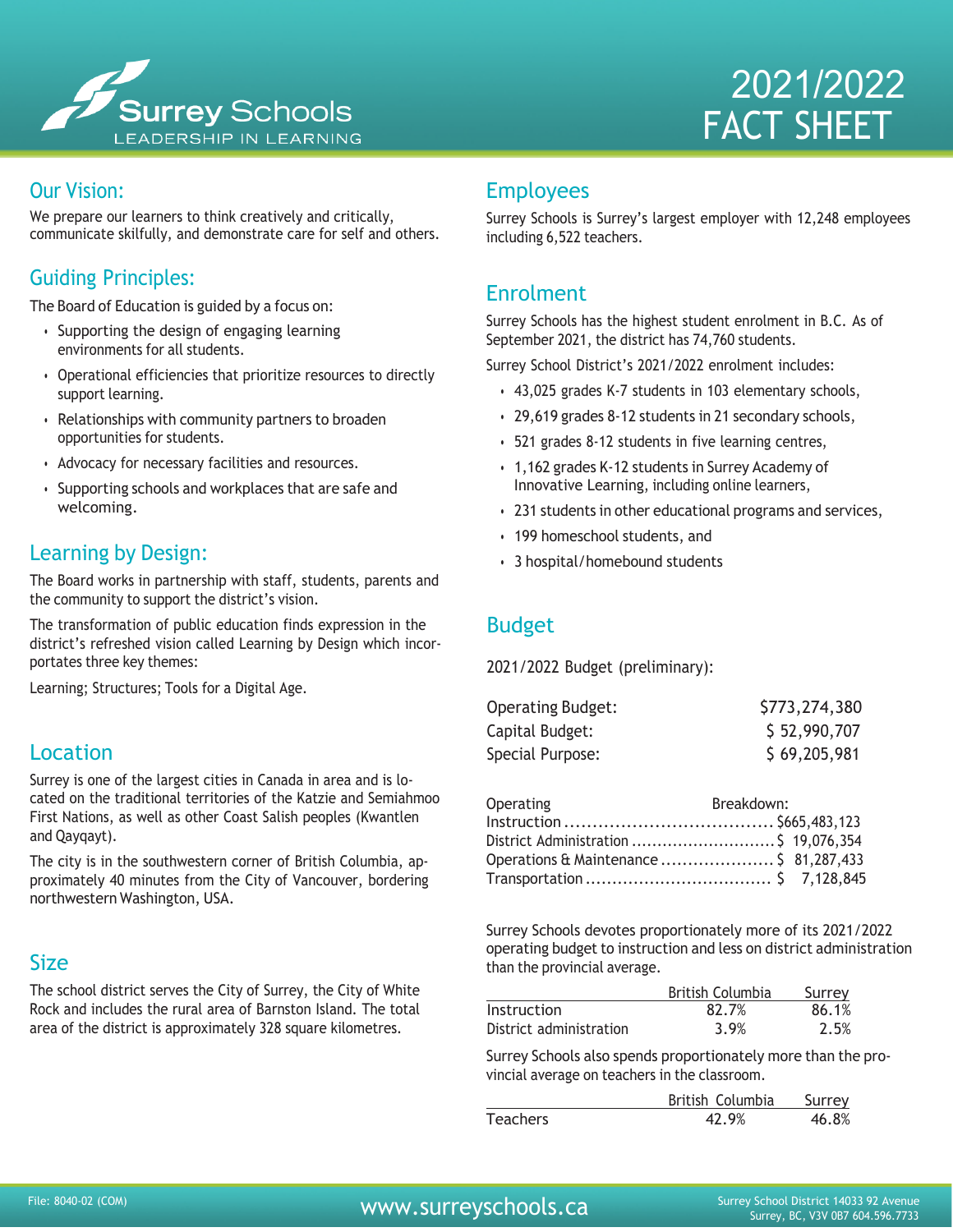# Surrey Schools

LEADERSHIP IN LEARNING

# 2021/2022 FACT SHEET

## Our Vision:

We prepare our learners to think creatively and critically, communicate skilfully, and demonstrate care for self and others.

## Guiding Principles:

The Board of Education is guided by a focus on:

- Supporting the design of engaging learning environments for all students.
- Operational efficiencies that prioritize resources to directly support learning.
- Relationships with community partners to broaden opportunities for students.
- Advocacy for necessary facilities and resources.
- Supporting schools and workplaces that are safe and welcoming.

## Learning by Design:

The Board works in partnership with staff, students, parents and the community to support the district's vision.

The transformation of public education finds expression in the district's refreshed vision called Learning by Design which incorportates three key themes:

Learning; Structures; Tools for a Digital Age.

## Location

Surrey is one of the largest cities in Canada in area and is located on the traditional territories of the Katzie and Semiahmoo First Nations, as well as other Coast Salish peoples (Kwantlen and Qayqayt).

The city is in the southwestern corner of British Columbia, approximately 40 minutes from the City of Vancouver, bordering northwestern Washington, USA.

## Size

The school district serves the City of Surrey, the City of White Rock and includes the rural area of Barnston Island. The total area of the district is approximately 328 square kilometres.

## Employees

Surrey Schools is Surrey's largest employer with 12,248 employees including 6,522 teachers.

## Enrolment

Surrey Schools has the highest student enrolment in B.C. As of September 2021, the district has 74,760 students.

Surrey School District's 2021/2022 enrolment includes:

- 43,025 grades K-7 students in 103 elementary schools,
- 29,619 grades 8-12 students in 21 secondary schools,
- 521 grades 8-12 students in five learning centres,
- 1,162 grades K-12 students in Surrey Academy of Innovative Learning, including online learners,
- 231 students in other educational programs and services,
- 199 homeschool students, and
- 3 hospital/homebound students

## Budget

2021/2022 Budget (preliminary):

| | |
|---|---|
| Operating Budget: | $773,274,380 |
| Capital Budget: | $ 52,990,707 |
| Special Purpose: | $ 69,205,981 |

| Operating Breakdown: | |
|---|---|
| Instruction | $665,483,123 |
| District Administration | $ 19,076,354 |
| Operations & Maintenance | $ 81,287,433 |
| Transportation | $ 7,128,845 |

Surrey Schools devotes proportionately more of its 2021/2022 operating budget to instruction and less on district administration than the provincial average.

| | British Columbia | Surrey |
|---|---|---|
| Instruction | 82.7% | 86.1% |
| District administration | 3.9% | 2.5% |

Surrey Schools also spends proportionately more than the provincial average on teachers in the classroom.

| | British Columbia | Surrey |
|---|---|---|
| Teachers | 42.9% | 46.8% |

File: 8040-02 (COM)

www.surreyschools.ca

Surrey School District 14033 92 Avenue Surrey, BC, V3V 0B7 604.596.7733